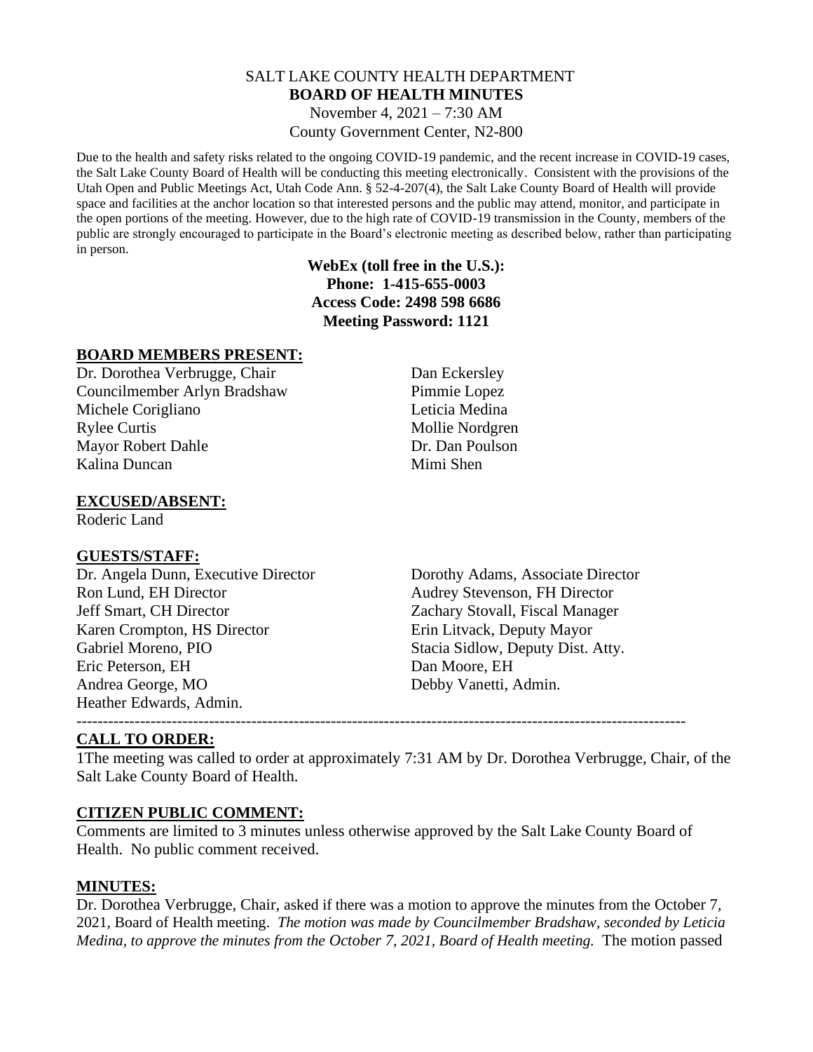# SALT LAKE COUNTY HEALTH DEPARTMENT
## BOARD OF HEALTH MINUTES

November 4, 2021 – 7:30 AM
County Government Center, N2-800

Due to the health and safety risks related to the ongoing COVID-19 pandemic, and the recent increase in COVID-19 cases, the Salt Lake County Board of Health will be conducting this meeting electronically. Consistent with the provisions of the Utah Open and Public Meetings Act, Utah Code Ann. § 52-4-207(4), the Salt Lake County Board of Health will provide space and facilities at the anchor location so that interested persons and the public may attend, monitor, and participate in the open portions of the meeting. However, due to the high rate of COVID-19 transmission in the County, members of the public are strongly encouraged to participate in the Board's electronic meeting as described below, rather than participating in person.

**WebEx (toll free in the U.S.):**
**Phone: 1-415-655-0003**
**Access Code: 2498 598 6686**
**Meeting Password: 1121**

## BOARD MEMBERS PRESENT:

Dr. Dorothea Verbrugge, Chair
Councilmember Arlyn Bradshaw
Michele Corigliano
Rylee Curtis
Mayor Robert Dahle
Kalina Duncan
Dan Eckersley
Pimmie Lopez
Leticia Medina
Mollie Nordgren
Dr. Dan Poulson
Mimi Shen

## EXCUSED/ABSENT:

Roderic Land

## GUESTS/STAFF:

Dr. Angela Dunn, Executive Director
Ron Lund, EH Director
Jeff Smart, CH Director
Karen Crompton, HS Director
Gabriel Moreno, PIO
Eric Peterson, EH
Andrea George, MO
Heather Edwards, Admin.
Dorothy Adams, Associate Director
Audrey Stevenson, FH Director
Zachary Stovall, Fiscal Manager
Erin Litvack, Deputy Mayor
Stacia Sidlow, Deputy Dist. Atty.
Dan Moore, EH
Debby Vanetti, Admin.

---

## CALL TO ORDER:

1The meeting was called to order at approximately 7:31 AM by Dr. Dorothea Verbrugge, Chair, of the Salt Lake County Board of Health.

## CITIZEN PUBLIC COMMENT:

Comments are limited to 3 minutes unless otherwise approved by the Salt Lake County Board of Health. No public comment received.

## MINUTES:

Dr. Dorothea Verbrugge, Chair, asked if there was a motion to approve the minutes from the October 7, 2021, Board of Health meeting. *The motion was made by Councilmember Bradshaw, seconded by Leticia Medina, to approve the minutes from the October 7, 2021, Board of Health meeting.* The motion passed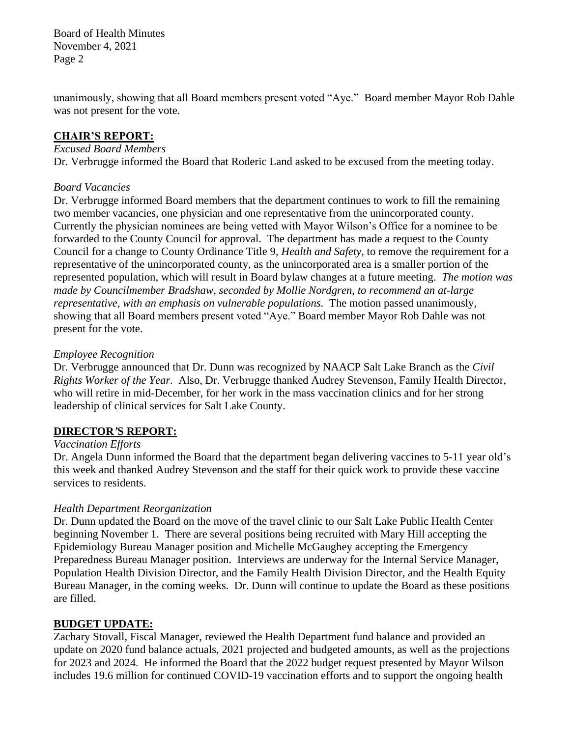unanimously, showing that all Board members present voted "Aye." Board member Mayor Rob Dahle was not present for the vote.

## **CHAIR'S REPORT:**

*Excused Board Members*

Dr. Verbrugge informed the Board that Roderic Land asked to be excused from the meeting today.

*Board Vacancies*

Dr. Verbrugge informed Board members that the department continues to work to fill the remaining two member vacancies, one physician and one representative from the unincorporated county. Currently the physician nominees are being vetted with Mayor Wilson's Office for a nominee to be forwarded to the County Council for approval. The department has made a request to the County Council for a change to County Ordinance Title 9, *Health and Safety*, to remove the requirement for a representative of the unincorporated county, as the unincorporated area is a smaller portion of the represented population, which will result in Board bylaw changes at a future meeting. *The motion was made by Councilmember Bradshaw, seconded by Mollie Nordgren, to recommend an at-large representative, with an emphasis on vulnerable populations.* The motion passed unanimously, showing that all Board members present voted "Aye." Board member Mayor Rob Dahle was not present for the vote.

*Employee Recognition*

Dr. Verbrugge announced that Dr. Dunn was recognized by NAACP Salt Lake Branch as the *Civil Rights Worker of the Year.* Also, Dr. Verbrugge thanked Audrey Stevenson, Family Health Director, who will retire in mid-December, for her work in the mass vaccination clinics and for her strong leadership of clinical services for Salt Lake County.

## **DIRECTOR'S REPORT:**

*Vaccination Efforts*

Dr. Angela Dunn informed the Board that the department began delivering vaccines to 5-11 year old's this week and thanked Audrey Stevenson and the staff for their quick work to provide these vaccine services to residents.

*Health Department Reorganization*

Dr. Dunn updated the Board on the move of the travel clinic to our Salt Lake Public Health Center beginning November 1. There are several positions being recruited with Mary Hill accepting the Epidemiology Bureau Manager position and Michelle McGaughey accepting the Emergency Preparedness Bureau Manager position. Interviews are underway for the Internal Service Manager, Population Health Division Director, and the Family Health Division Director, and the Health Equity Bureau Manager, in the coming weeks. Dr. Dunn will continue to update the Board as these positions are filled.

## **BUDGET UPDATE:**

Zachary Stovall, Fiscal Manager, reviewed the Health Department fund balance and provided an update on 2020 fund balance actuals, 2021 projected and budgeted amounts, as well as the projections for 2023 and 2024. He informed the Board that the 2022 budget request presented by Mayor Wilson includes 19.6 million for continued COVID-19 vaccination efforts and to support the ongoing health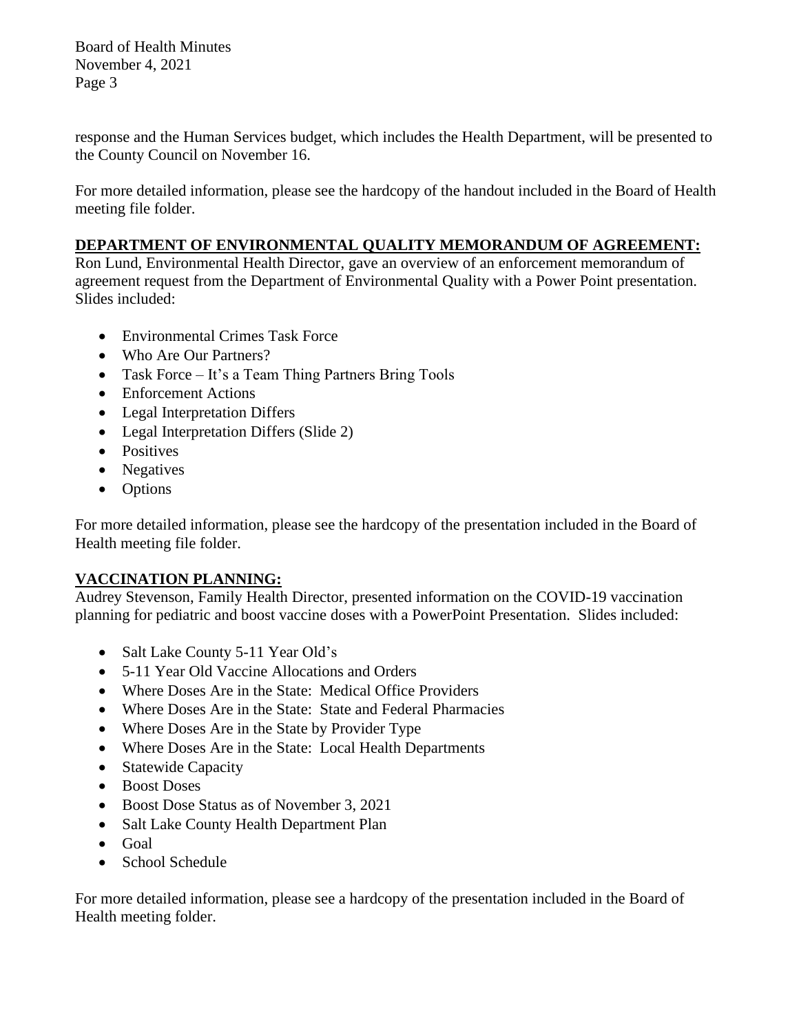response and the Human Services budget, which includes the Health Department, will be presented to the County Council on November 16.

For more detailed information, please see the hardcopy of the handout included in the Board of Health meeting file folder.

## DEPARTMENT OF ENVIRONMENTAL QUALITY MEMORANDUM OF AGREEMENT:

Ron Lund, Environmental Health Director, gave an overview of an enforcement memorandum of agreement request from the Department of Environmental Quality with a Power Point presentation. Slides included:

- Environmental Crimes Task Force
- Who Are Our Partners?
- Task Force – It's a Team Thing Partners Bring Tools
- Enforcement Actions
- Legal Interpretation Differs
- Legal Interpretation Differs (Slide 2)
- Positives
- Negatives
- Options

For more detailed information, please see the hardcopy of the presentation included in the Board of Health meeting file folder.

## VACCINATION PLANNING:

Audrey Stevenson, Family Health Director, presented information on the COVID-19 vaccination planning for pediatric and boost vaccine doses with a PowerPoint Presentation. Slides included:

- Salt Lake County 5-11 Year Old's
- 5-11 Year Old Vaccine Allocations and Orders
- Where Doses Are in the State: Medical Office Providers
- Where Doses Are in the State: State and Federal Pharmacies
- Where Doses Are in the State by Provider Type
- Where Doses Are in the State: Local Health Departments
- Statewide Capacity
- Boost Doses
- Boost Dose Status as of November 3, 2021
- Salt Lake County Health Department Plan
- Goal
- School Schedule

For more detailed information, please see a hardcopy of the presentation included in the Board of Health meeting folder.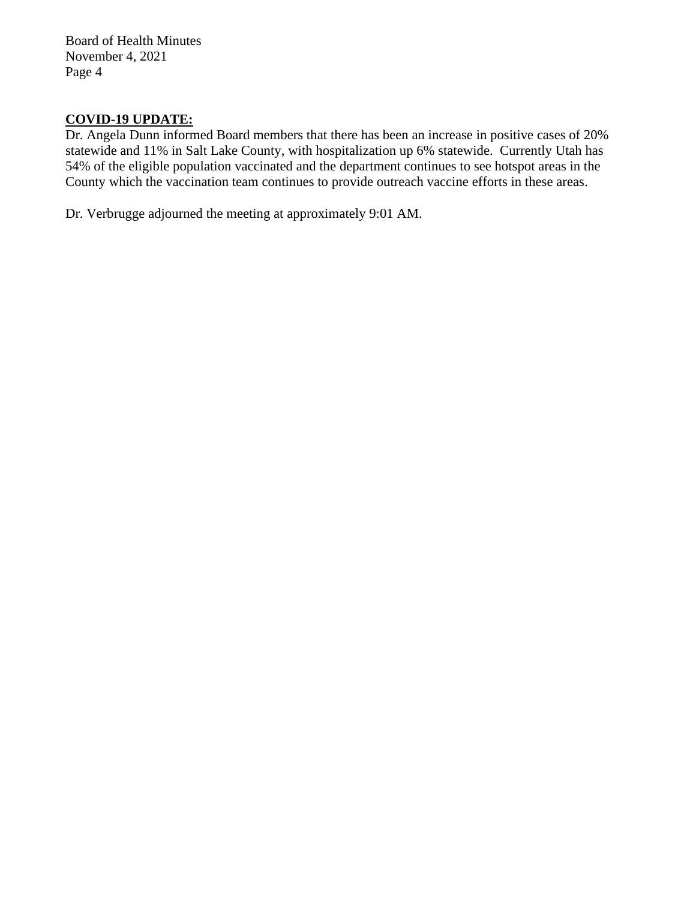**COVID-19 UPDATE:**

Dr. Angela Dunn informed Board members that there has been an increase in positive cases of 20% statewide and 11% in Salt Lake County, with hospitalization up 6% statewide. Currently Utah has 54% of the eligible population vaccinated and the department continues to see hotspot areas in the County which the vaccination team continues to provide outreach vaccine efforts in these areas.

Dr. Verbrugge adjourned the meeting at approximately 9:01 AM.